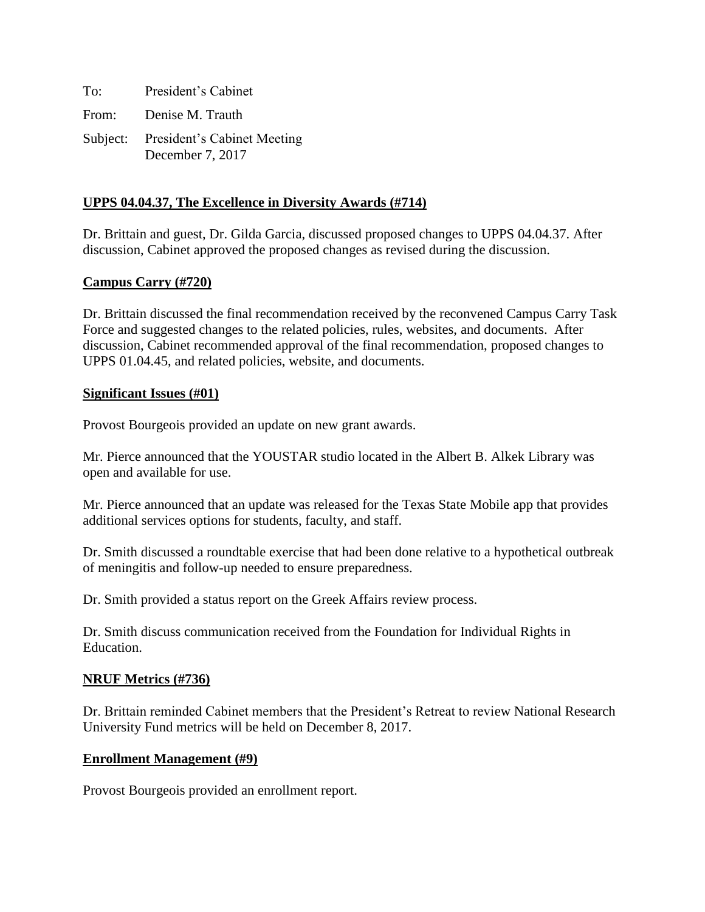To: President's Cabinet

From: Denise M. Trauth

Subject: President's Cabinet Meeting
December 7, 2017

**UPPS 04.04.37, The Excellence in Diversity Awards (#714)**

Dr. Brittain and guest, Dr. Gilda Garcia, discussed proposed changes to UPPS 04.04.37. After discussion, Cabinet approved the proposed changes as revised during the discussion.

**Campus Carry (#720)**

Dr. Brittain discussed the final recommendation received by the reconvened Campus Carry Task Force and suggested changes to the related policies, rules, websites, and documents. After discussion, Cabinet recommended approval of the final recommendation, proposed changes to UPPS 01.04.45, and related policies, website, and documents.

**Significant Issues (#01)**

Provost Bourgeois provided an update on new grant awards.

Mr. Pierce announced that the YOUSTAR studio located in the Albert B. Alkek Library was open and available for use.

Mr. Pierce announced that an update was released for the Texas State Mobile app that provides additional services options for students, faculty, and staff.

Dr. Smith discussed a roundtable exercise that had been done relative to a hypothetical outbreak of meningitis and follow-up needed to ensure preparedness.

Dr. Smith provided a status report on the Greek Affairs review process.

Dr. Smith discuss communication received from the Foundation for Individual Rights in Education.

**NRUF Metrics (#736)**

Dr. Brittain reminded Cabinet members that the President's Retreat to review National Research University Fund metrics will be held on December 8, 2017.

**Enrollment Management (#9)**

Provost Bourgeois provided an enrollment report.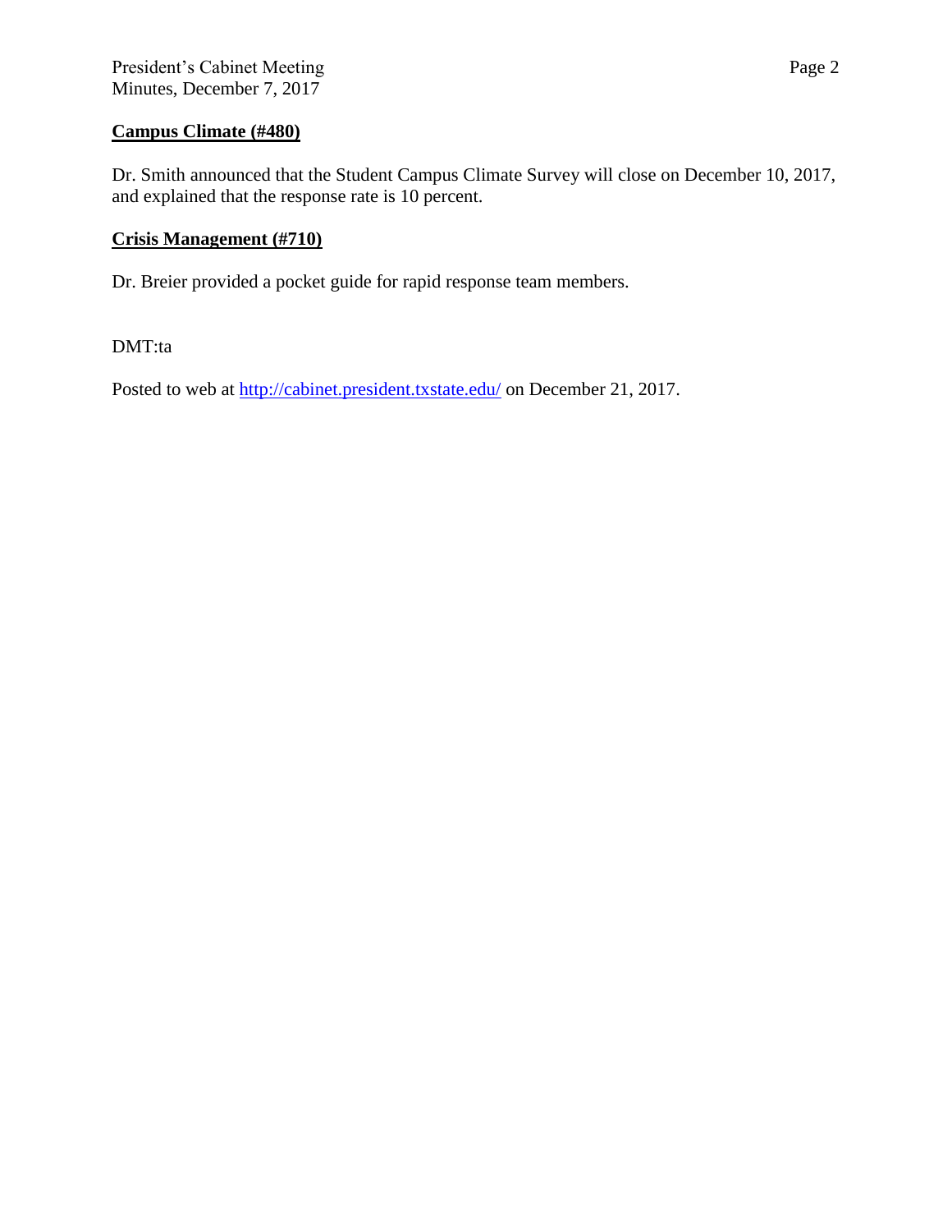**Campus Climate (#480)**

Dr. Smith announced that the Student Campus Climate Survey will close on December 10, 2017, and explained that the response rate is 10 percent.

**Crisis Management (#710)**

Dr. Breier provided a pocket guide for rapid response team members.

DMT:ta

Posted to web at http://cabinet.president.txstate.edu/ on December 21, 2017.